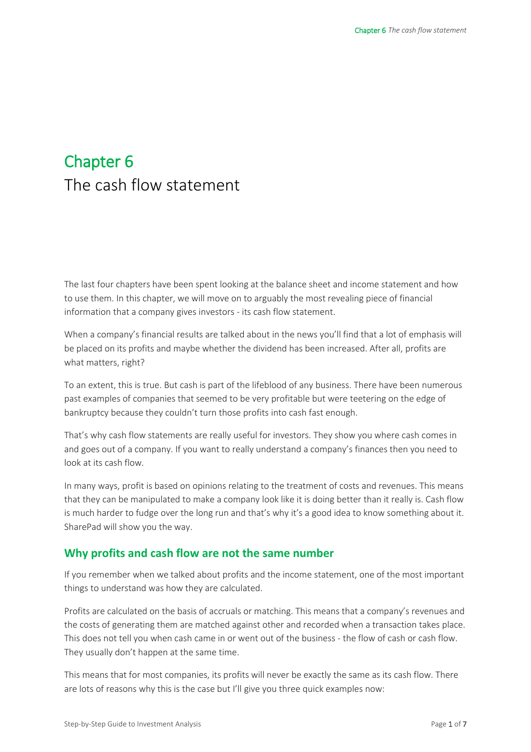# Chapter 6
The cash flow statement

The last four chapters have been spent looking at the balance sheet and income statement and how to use them. In this chapter, we will move on to arguably the most revealing piece of financial information that a company gives investors - its cash flow statement.

When a company's financial results are talked about in the news you'll find that a lot of emphasis will be placed on its profits and maybe whether the dividend has been increased. After all, profits are what matters, right?

To an extent, this is true. But cash is part of the lifeblood of any business. There have been numerous past examples of companies that seemed to be very profitable but were teetering on the edge of bankruptcy because they couldn't turn those profits into cash fast enough.

That's why cash flow statements are really useful for investors. They show you where cash comes in and goes out of a company. If you want to really understand a company's finances then you need to look at its cash flow.

In many ways, profit is based on opinions relating to the treatment of costs and revenues. This means that they can be manipulated to make a company look like it is doing better than it really is. Cash flow is much harder to fudge over the long run and that's why it's a good idea to know something about it. SharePad will show you the way.

## Why profits and cash flow are not the same number

If you remember when we talked about profits and the income statement, one of the most important things to understand was how they are calculated.

Profits are calculated on the basis of accruals or matching. This means that a company's revenues and the costs of generating them are matched against other and recorded when a transaction takes place. This does not tell you when cash came in or went out of the business - the flow of cash or cash flow. They usually don't happen at the same time.

This means that for most companies, its profits will never be exactly the same as its cash flow. There are lots of reasons why this is the case but I'll give you three quick examples now: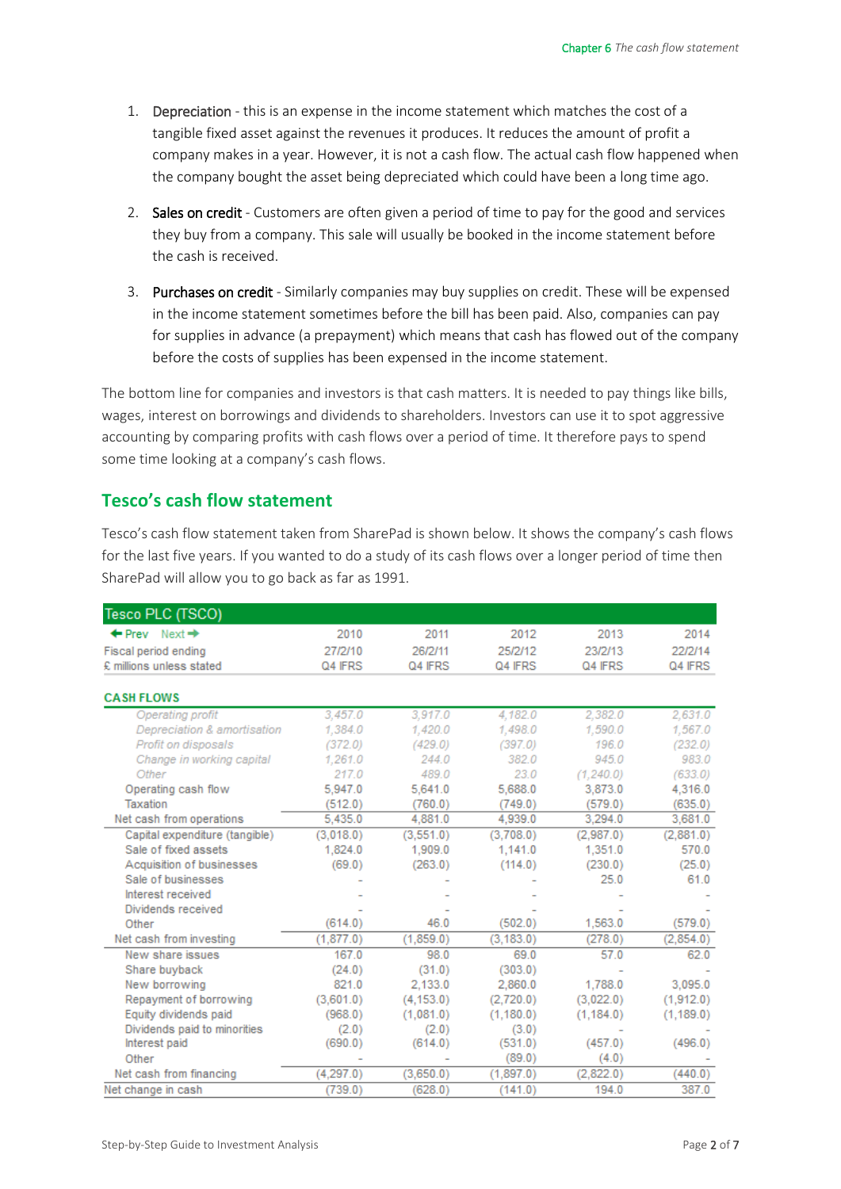1. **Depreciation** - this is an expense in the income statement which matches the cost of a tangible fixed asset against the revenues it produces. It reduces the amount of profit a company makes in a year. However, it is not a cash flow. The actual cash flow happened when the company bought the asset being depreciated which could have been a long time ago.

2. **Sales on credit** - Customers are often given a period of time to pay for the good and services they buy from a company. This sale will usually be booked in the income statement before the cash is received.

3. **Purchases on credit** - Similarly companies may buy supplies on credit. These will be expensed in the income statement sometimes before the bill has been paid. Also, companies can pay for supplies in advance (a prepayment) which means that cash has flowed out of the company before the costs of supplies has been expensed in the income statement.

The bottom line for companies and investors is that cash matters. It is needed to pay things like bills, wages, interest on borrowings and dividends to shareholders. Investors can use it to spot aggressive accounting by comparing profits with cash flows over a period of time. It therefore pays to spend some time looking at a company's cash flows.

## Tesco's cash flow statement

Tesco's cash flow statement taken from SharePad is shown below. It shows the company's cash flows for the last five years. If you wanted to do a study of its cash flows over a longer period of time then SharePad will allow you to go back as far as 1991.

| Tesco PLC (TSCO) | | | | | |
|---|---|---|---|---|---|
| ← Prev Next → | 2010 | 2011 | 2012 | 2013 | 2014 |
| Fiscal period ending | 27/2/10 | 26/2/11 | 25/2/12 | 23/2/13 | 22/2/14 |
| £ millions unless stated | Q4 IFRS | Q4 IFRS | Q4 IFRS | Q4 IFRS | Q4 IFRS |
| **CASH FLOWS** | | | | | |
| Operating profit | 3,457.0 | 3,917.0 | 4,182.0 | 2,382.0 | 2,631.0 |
| Depreciation & amortisation | 1,384.0 | 1,420.0 | 1,498.0 | 1,590.0 | 1,567.0 |
| Profit on disposals | (372.0) | (429.0) | (397.0) | 196.0 | (232.0) |
| Change in working capital | 1,261.0 | 244.0 | 382.0 | 945.0 | 983.0 |
| Other | 217.0 | 489.0 | 23.0 | (1,240.0) | (633.0) |
| Operating cash flow | 5,947.0 | 5,641.0 | 5,688.0 | 3,873.0 | 4,316.0 |
| Taxation | (512.0) | (760.0) | (749.0) | (579.0) | (635.0) |
| Net cash from operations | 5,435.0 | 4,881.0 | 4,939.0 | 3,294.0 | 3,681.0 |
| Capital expenditure (tangible) | (3,018.0) | (3,551.0) | (3,708.0) | (2,987.0) | (2,881.0) |
| Sale of fixed assets | 1,824.0 | 1,909.0 | 1,141.0 | 1,351.0 | 570.0 |
| Acquisition of businesses | (69.0) | (263.0) | (114.0) | (230.0) | (25.0) |
| Sale of businesses | - | - | - | 25.0 | 61.0 |
| Interest received | - | - | - | - | - |
| Dividends received | - | - | - | - | - |
| Other | (614.0) | 46.0 | (502.0) | 1,563.0 | (579.0) |
| Net cash from investing | (1,877.0) | (1,859.0) | (3,183.0) | (278.0) | (2,854.0) |
| New share issues | 167.0 | 98.0 | 69.0 | 57.0 | 62.0 |
| Share buyback | (24.0) | (31.0) | (303.0) | - | - |
| New borrowing | 821.0 | 2,133.0 | 2,860.0 | 1,788.0 | 3,095.0 |
| Repayment of borrowing | (3,601.0) | (4,153.0) | (2,720.0) | (3,022.0) | (1,912.0) |
| Equity dividends paid | (968.0) | (1,081.0) | (1,180.0) | (1,184.0) | (1,189.0) |
| Dividends paid to minorities | (2.0) | (2.0) | (3.0) | - | - |
| Interest paid | (690.0) | (614.0) | (531.0) | (457.0) | (496.0) |
| Other | - | - | (89.0) | (4.0) | - |
| Net cash from financing | (4,297.0) | (3,650.0) | (1,897.0) | (2,822.0) | (440.0) |
| Net change in cash | (739.0) | (628.0) | (141.0) | 194.0 | 387.0 |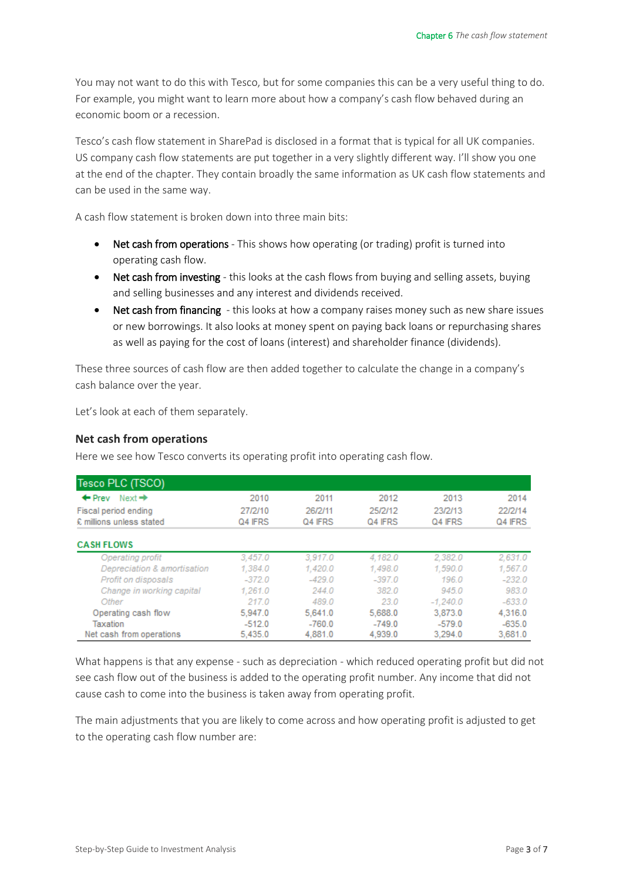You may not want to do this with Tesco, but for some companies this can be a very useful thing to do. For example, you might want to learn more about how a company's cash flow behaved during an economic boom or a recession.

Tesco's cash flow statement in SharePad is disclosed in a format that is typical for all UK companies. US company cash flow statements are put together in a very slightly different way. I'll show you one at the end of the chapter. They contain broadly the same information as UK cash flow statements and can be used in the same way.

A cash flow statement is broken down into three main bits:

- Net cash from operations - This shows how operating (or trading) profit is turned into operating cash flow.
- Net cash from investing - this looks at the cash flows from buying and selling assets, buying and selling businesses and any interest and dividends received.
- Net cash from financing - this looks at how a company raises money such as new share issues or new borrowings. It also looks at money spent on paying back loans or repurchasing shares as well as paying for the cost of loans (interest) and shareholder finance (dividends).

These three sources of cash flow are then added together to calculate the change in a company's cash balance over the year.

Let's look at each of them separately.

### Net cash from operations

Here we see how Tesco converts its operating profit into operating cash flow.

| Tesco PLC (TSCO) | | | | | |
|---|---|---|---|---|---|
| ← Prev Next → | 2010 | 2011 | 2012 | 2013 | 2014 |
| Fiscal period ending | 27/2/10 | 26/2/11 | 25/2/12 | 23/2/13 | 22/2/14 |
| £ millions unless stated | Q4 IFRS | Q4 IFRS | Q4 IFRS | Q4 IFRS | Q4 IFRS |
| **CASH FLOWS** | | | | | |
| *Operating profit* | *3,457.0* | *3,917.0* | *4,182.0* | *2,382.0* | *2,631.0* |
| *Depreciation & amortisation* | *1,384.0* | *1,420.0* | *1,498.0* | *1,590.0* | *1,567.0* |
| *Profit on disposals* | *-372.0* | *-429.0* | *-397.0* | *196.0* | *-232.0* |
| *Change in working capital* | *1,261.0* | *244.0* | *382.0* | *945.0* | *983.0* |
| *Other* | *217.0* | *489.0* | *23.0* | *-1,240.0* | *-633.0* |
| Operating cash flow | 5,947.0 | 5,641.0 | 5,688.0 | 3,873.0 | 4,316.0 |
| Taxation | -512.0 | -760.0 | -749.0 | -579.0 | -635.0 |
| Net cash from operations | 5,435.0 | 4,881.0 | 4,939.0 | 3,294.0 | 3,681.0 |

What happens is that any expense - such as depreciation - which reduced operating profit but did not see cash flow out of the business is added to the operating profit number. Any income that did not cause cash to come into the business is taken away from operating profit.

The main adjustments that you are likely to come across and how operating profit is adjusted to get to the operating cash flow number are: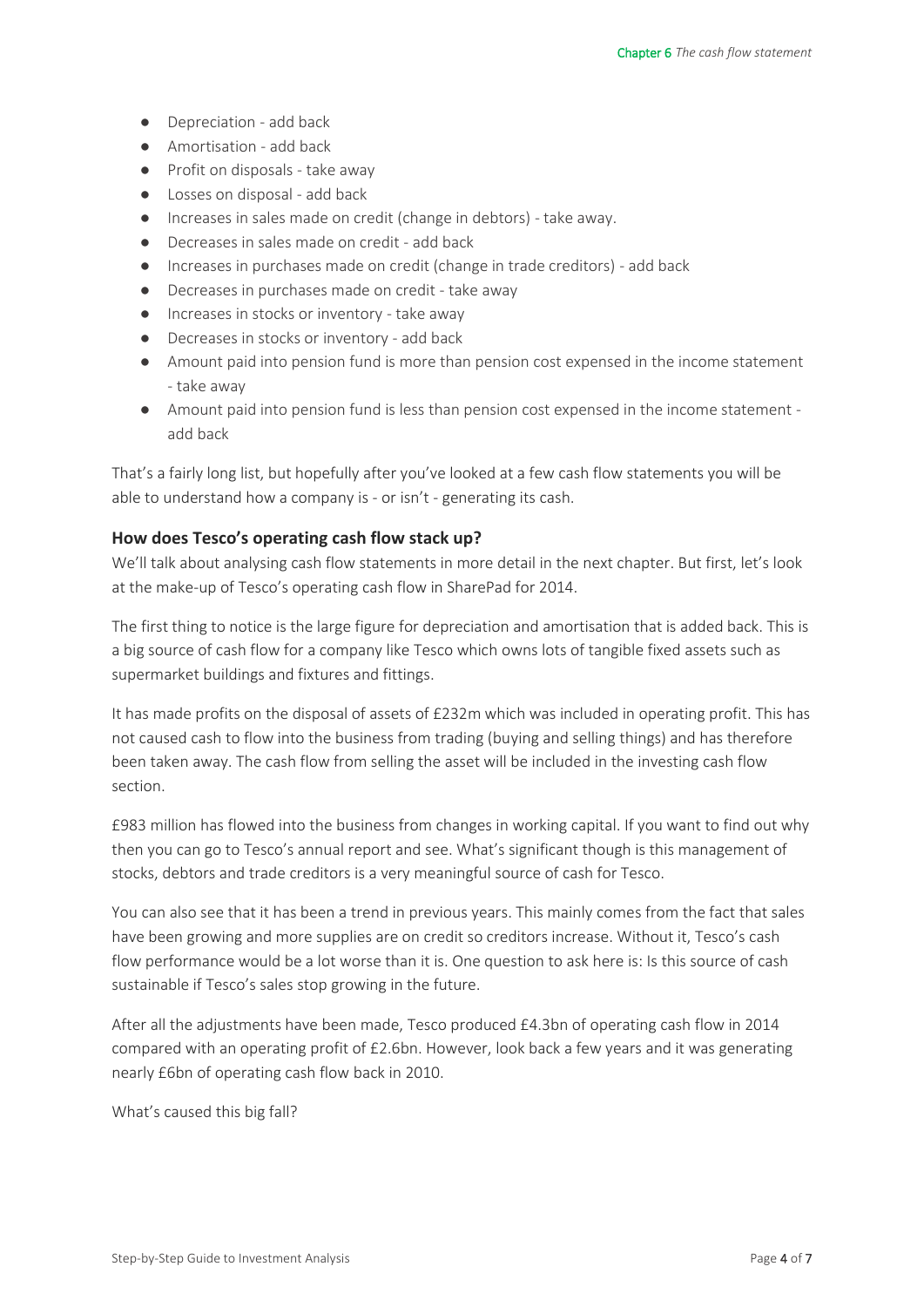- Depreciation - add back
- Amortisation - add back
- Profit on disposals - take away
- Losses on disposal - add back
- Increases in sales made on credit (change in debtors) - take away.
- Decreases in sales made on credit - add back
- Increases in purchases made on credit (change in trade creditors) - add back
- Decreases in purchases made on credit - take away
- Increases in stocks or inventory - take away
- Decreases in stocks or inventory - add back
- Amount paid into pension fund is more than pension cost expensed in the income statement - take away
- Amount paid into pension fund is less than pension cost expensed in the income statement - add back

That's a fairly long list, but hopefully after you've looked at a few cash flow statements you will be able to understand how a company is - or isn't - generating its cash.

### How does Tesco's operating cash flow stack up?

We'll talk about analysing cash flow statements in more detail in the next chapter. But first, let's look at the make-up of Tesco's operating cash flow in SharePad for 2014.

The first thing to notice is the large figure for depreciation and amortisation that is added back. This is a big source of cash flow for a company like Tesco which owns lots of tangible fixed assets such as supermarket buildings and fixtures and fittings.

It has made profits on the disposal of assets of £232m which was included in operating profit. This has not caused cash to flow into the business from trading (buying and selling things) and has therefore been taken away. The cash flow from selling the asset will be included in the investing cash flow section.

£983 million has flowed into the business from changes in working capital. If you want to find out why then you can go to Tesco's annual report and see. What's significant though is this management of stocks, debtors and trade creditors is a very meaningful source of cash for Tesco.

You can also see that it has been a trend in previous years. This mainly comes from the fact that sales have been growing and more supplies are on credit so creditors increase. Without it, Tesco's cash flow performance would be a lot worse than it is. One question to ask here is: Is this source of cash sustainable if Tesco's sales stop growing in the future.

After all the adjustments have been made, Tesco produced £4.3bn of operating cash flow in 2014 compared with an operating profit of £2.6bn. However, look back a few years and it was generating nearly £6bn of operating cash flow back in 2010.

What's caused this big fall?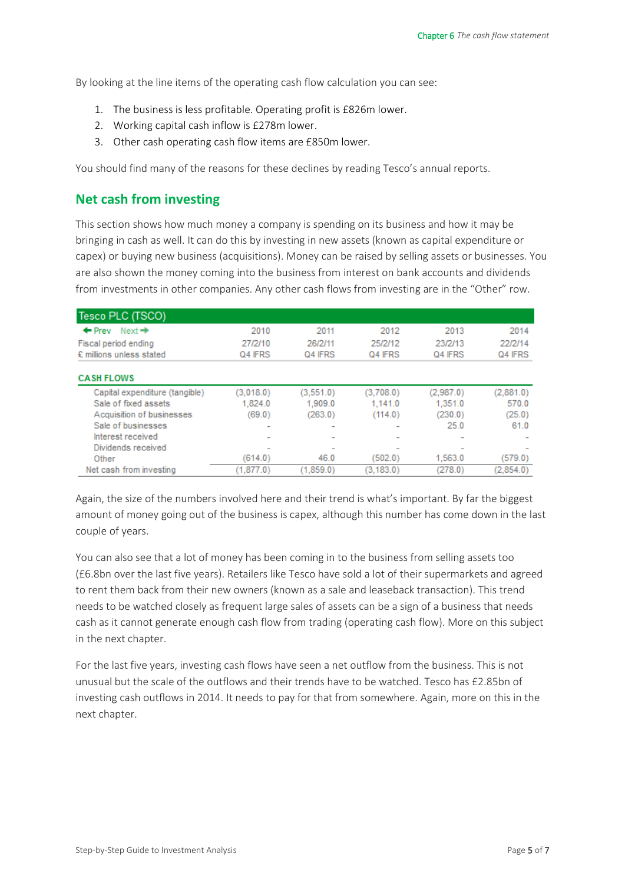By looking at the line items of the operating cash flow calculation you can see:

1. The business is less profitable. Operating profit is £826m lower.
2. Working capital cash inflow is £278m lower.
3. Other cash operating cash flow items are £850m lower.

You should find many of the reasons for these declines by reading Tesco's annual reports.

## Net cash from investing

This section shows how much money a company is spending on its business and how it may be bringing in cash as well. It can do this by investing in new assets (known as capital expenditure or capex) or buying new business (acquisitions). Money can be raised by selling assets or businesses. You are also shown the money coming into the business from interest on bank accounts and dividends from investments in other companies. Any other cash flows from investing are in the "Other" row.

| Tesco PLC (TSCO) | | | | | |
|---|---|---|---|---|---|
| ← Prev Next → | 2010 | 2011 | 2012 | 2013 | 2014 |
| Fiscal period ending | 27/2/10 | 26/2/11 | 25/2/12 | 23/2/13 | 22/2/14 |
| £ millions unless stated | Q4 IFRS | Q4 IFRS | Q4 IFRS | Q4 IFRS | Q4 IFRS |
| **CASH FLOWS** | | | | | |
| Capital expenditure (tangible) | (3,018.0) | (3,551.0) | (3,708.0) | (2,987.0) | (2,881.0) |
| Sale of fixed assets | 1,824.0 | 1,909.0 | 1,141.0 | 1,351.0 | 570.0 |
| Acquisition of businesses | (69.0) | (263.0) | (114.0) | (230.0) | (25.0) |
| Sale of businesses | - | - | - | 25.0 | 61.0 |
| Interest received | - | - | - | - | - |
| Dividends received | - | - | - | - | - |
| Other | (614.0) | 46.0 | (502.0) | 1,563.0 | (579.0) |
| Net cash from investing | (1,877.0) | (1,859.0) | (3,183.0) | (278.0) | (2,854.0) |

Again, the size of the numbers involved here and their trend is what's important. By far the biggest amount of money going out of the business is capex, although this number has come down in the last couple of years.

You can also see that a lot of money has been coming in to the business from selling assets too (£6.8bn over the last five years). Retailers like Tesco have sold a lot of their supermarkets and agreed to rent them back from their new owners (known as a sale and leaseback transaction). This trend needs to be watched closely as frequent large sales of assets can be a sign of a business that needs cash as it cannot generate enough cash flow from trading (operating cash flow). More on this subject in the next chapter.

For the last five years, investing cash flows have seen a net outflow from the business. This is not unusual but the scale of the outflows and their trends have to be watched. Tesco has £2.85bn of investing cash outflows in 2014. It needs to pay for that from somewhere. Again, more on this in the next chapter.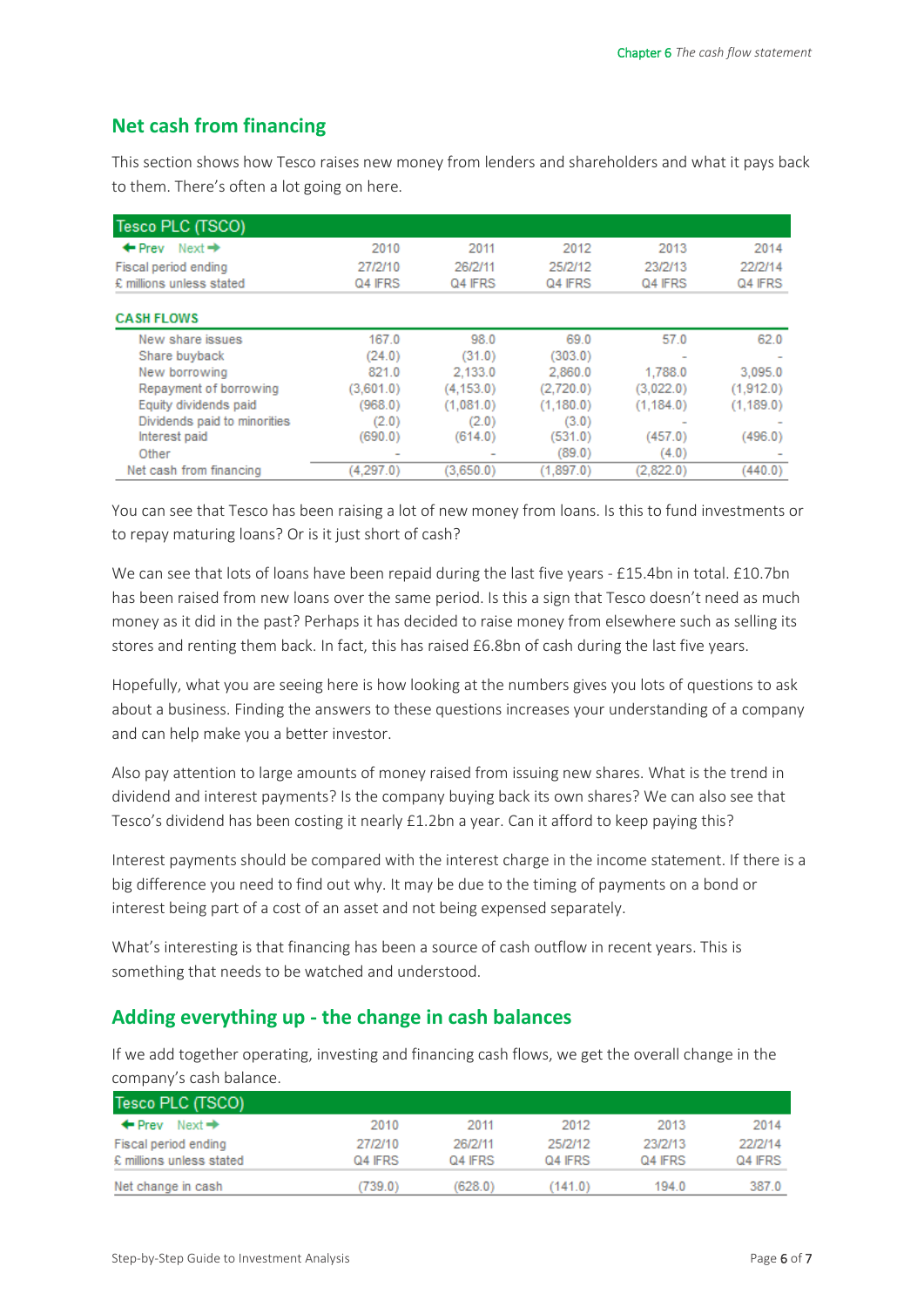## Net cash from financing

This section shows how Tesco raises new money from lenders and shareholders and what it pays back to them. There's often a lot going on here.

| Tesco PLC (TSCO) | | | | | |
|---|---|---|---|---|---|
| ← Prev Next → | 2010 | 2011 | 2012 | 2013 | 2014 |
| Fiscal period ending | 27/2/10 | 26/2/11 | 25/2/12 | 23/2/13 | 22/2/14 |
| £ millions unless stated | Q4 IFRS | Q4 IFRS | Q4 IFRS | Q4 IFRS | Q4 IFRS |
| **CASH FLOWS** | | | | | |
| New share issues | 167.0 | 98.0 | 69.0 | 57.0 | 62.0 |
| Share buyback | (24.0) | (31.0) | (303.0) | - | - |
| New borrowing | 821.0 | 2,133.0 | 2,860.0 | 1,788.0 | 3,095.0 |
| Repayment of borrowing | (3,601.0) | (4,153.0) | (2,720.0) | (3,022.0) | (1,912.0) |
| Equity dividends paid | (968.0) | (1,081.0) | (1,180.0) | (1,184.0) | (1,189.0) |
| Dividends paid to minorities | (2.0) | (2.0) | (3.0) | - | - |
| Interest paid | (690.0) | (614.0) | (531.0) | (457.0) | (496.0) |
| Other | - | - | (89.0) | (4.0) | - |
| Net cash from financing | (4,297.0) | (3,650.0) | (1,897.0) | (2,822.0) | (440.0) |

You can see that Tesco has been raising a lot of new money from loans. Is this to fund investments or to repay maturing loans? Or is it just short of cash?

We can see that lots of loans have been repaid during the last five years - £15.4bn in total. £10.7bn has been raised from new loans over the same period. Is this a sign that Tesco doesn't need as much money as it did in the past? Perhaps it has decided to raise money from elsewhere such as selling its stores and renting them back. In fact, this has raised £6.8bn of cash during the last five years.

Hopefully, what you are seeing here is how looking at the numbers gives you lots of questions to ask about a business. Finding the answers to these questions increases your understanding of a company and can help make you a better investor.

Also pay attention to large amounts of money raised from issuing new shares. What is the trend in dividend and interest payments? Is the company buying back its own shares? We can also see that Tesco's dividend has been costing it nearly £1.2bn a year. Can it afford to keep paying this?

Interest payments should be compared with the interest charge in the income statement. If there is a big difference you need to find out why. It may be due to the timing of payments on a bond or interest being part of a cost of an asset and not being expensed separately.

What's interesting is that financing has been a source of cash outflow in recent years. This is something that needs to be watched and understood.

## Adding everything up - the change in cash balances

If we add together operating, investing and financing cash flows, we get the overall change in the company's cash balance.

| Tesco PLC (TSCO) | | | | | |
|---|---|---|---|---|---|
| ← Prev Next → | 2010 | 2011 | 2012 | 2013 | 2014 |
| Fiscal period ending | 27/2/10 | 26/2/11 | 25/2/12 | 23/2/13 | 22/2/14 |
| £ millions unless stated | Q4 IFRS | Q4 IFRS | Q4 IFRS | Q4 IFRS | Q4 IFRS |
| Net change in cash | (739.0) | (628.0) | (141.0) | 194.0 | 387.0 |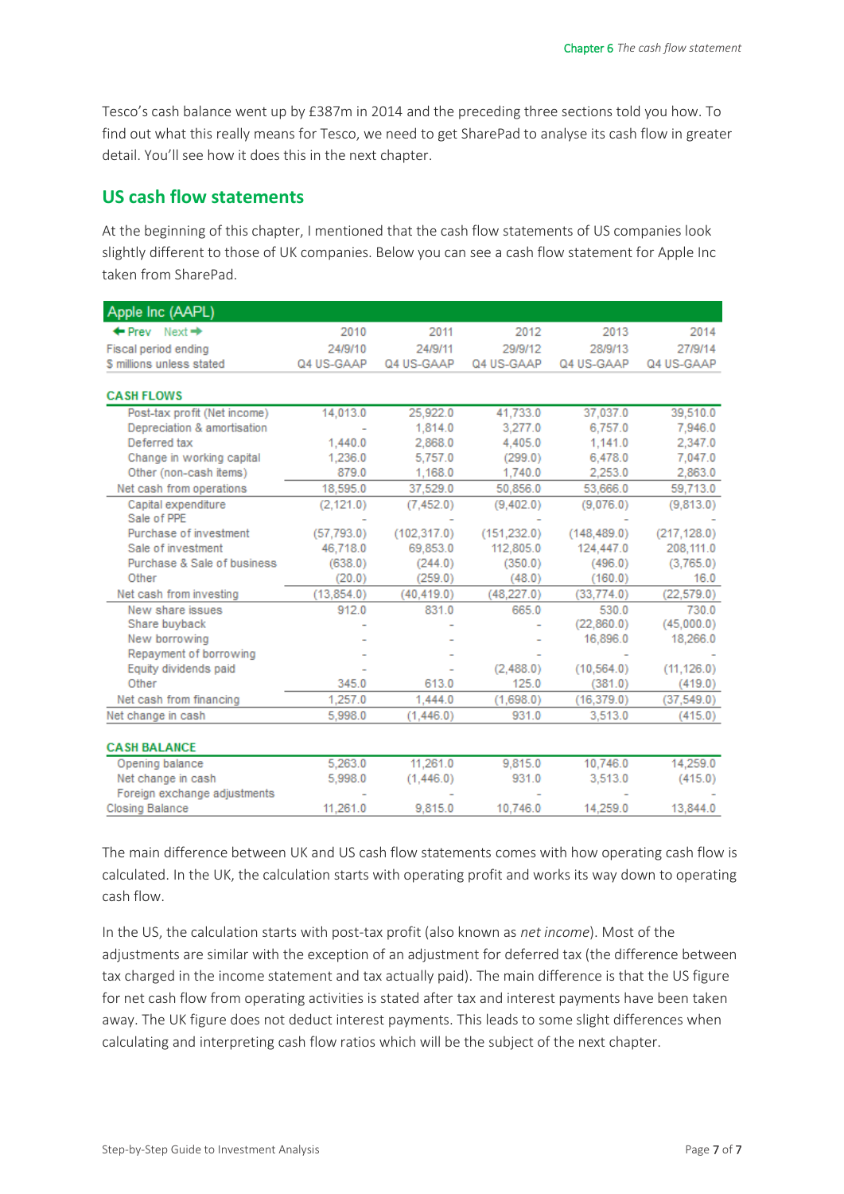Tesco's cash balance went up by £387m in 2014 and the preceding three sections told you how. To find out what this really means for Tesco, we need to get SharePad to analyse its cash flow in greater detail. You'll see how it does this in the next chapter.

## US cash flow statements

At the beginning of this chapter, I mentioned that the cash flow statements of US companies look slightly different to those of UK companies. Below you can see a cash flow statement for Apple Inc taken from SharePad.

| Apple Inc (AAPL) | | | | | |
|---|---|---|---|---|---|
| ← Prev Next → | 2010 | 2011 | 2012 | 2013 | 2014 |
| Fiscal period ending | 24/9/10 | 24/9/11 | 29/9/12 | 28/9/13 | 27/9/14 |
| $ millions unless stated | Q4 US-GAAP | Q4 US-GAAP | Q4 US-GAAP | Q4 US-GAAP | Q4 US-GAAP |
| **CASH FLOWS** | | | | | |
| Post-tax profit (Net income) | 14,013.0 | 25,922.0 | 41,733.0 | 37,037.0 | 39,510.0 |
| Depreciation & amortisation | - | 1,814.0 | 3,277.0 | 6,757.0 | 7,946.0 |
| Deferred tax | 1,440.0 | 2,868.0 | 4,405.0 | 1,141.0 | 2,347.0 |
| Change in working capital | 1,236.0 | 5,757.0 | (299.0) | 6,478.0 | 7,047.0 |
| Other (non-cash items) | 879.0 | 1,168.0 | 1,740.0 | 2,253.0 | 2,863.0 |
| Net cash from operations | 18,595.0 | 37,529.0 | 50,856.0 | 53,666.0 | 59,713.0 |
| Capital expenditure | (2,121.0) | (7,452.0) | (9,402.0) | (9,076.0) | (9,813.0) |
| Sale of PPE | - | - | - | - | - |
| Purchase of investment | (57,793.0) | (102,317.0) | (151,232.0) | (148,489.0) | (217,128.0) |
| Sale of investment | 46,718.0 | 69,853.0 | 112,805.0 | 124,447.0 | 208,111.0 |
| Purchase & Sale of business | (638.0) | (244.0) | (350.0) | (496.0) | (3,765.0) |
| Other | (20.0) | (259.0) | (48.0) | (160.0) | 16.0 |
| Net cash from investing | (13,854.0) | (40,419.0) | (48,227.0) | (33,774.0) | (22,579.0) |
| New share issues | 912.0 | 831.0 | 665.0 | 530.0 | 730.0 |
| Share buyback | - | - | - | (22,860.0) | (45,000.0) |
| New borrowing | - | - | - | 16,896.0 | 18,266.0 |
| Repayment of borrowing | - | - | - | - | - |
| Equity dividends paid | - | - | (2,488.0) | (10,564.0) | (11,126.0) |
| Other | 345.0 | 613.0 | 125.0 | (381.0) | (419.0) |
| Net cash from financing | 1,257.0 | 1,444.0 | (1,698.0) | (16,379.0) | (37,549.0) |
| Net change in cash | 5,998.0 | (1,446.0) | 931.0 | 3,513.0 | (415.0) |
| **CASH BALANCE** | | | | | |
| Opening balance | 5,263.0 | 11,261.0 | 9,815.0 | 10,746.0 | 14,259.0 |
| Net change in cash | 5,998.0 | (1,446.0) | 931.0 | 3,513.0 | (415.0) |
| Foreign exchange adjustments | - | - | - | - | - |
| Closing Balance | 11,261.0 | 9,815.0 | 10,746.0 | 14,259.0 | 13,844.0 |

The main difference between UK and US cash flow statements comes with how operating cash flow is calculated. In the UK, the calculation starts with operating profit and works its way down to operating cash flow.

In the US, the calculation starts with post-tax profit (also known as *net income*). Most of the adjustments are similar with the exception of an adjustment for deferred tax (the difference between tax charged in the income statement and tax actually paid). The main difference is that the US figure for net cash flow from operating activities is stated after tax and interest payments have been taken away. The UK figure does not deduct interest payments. This leads to some slight differences when calculating and interpreting cash flow ratios which will be the subject of the next chapter.